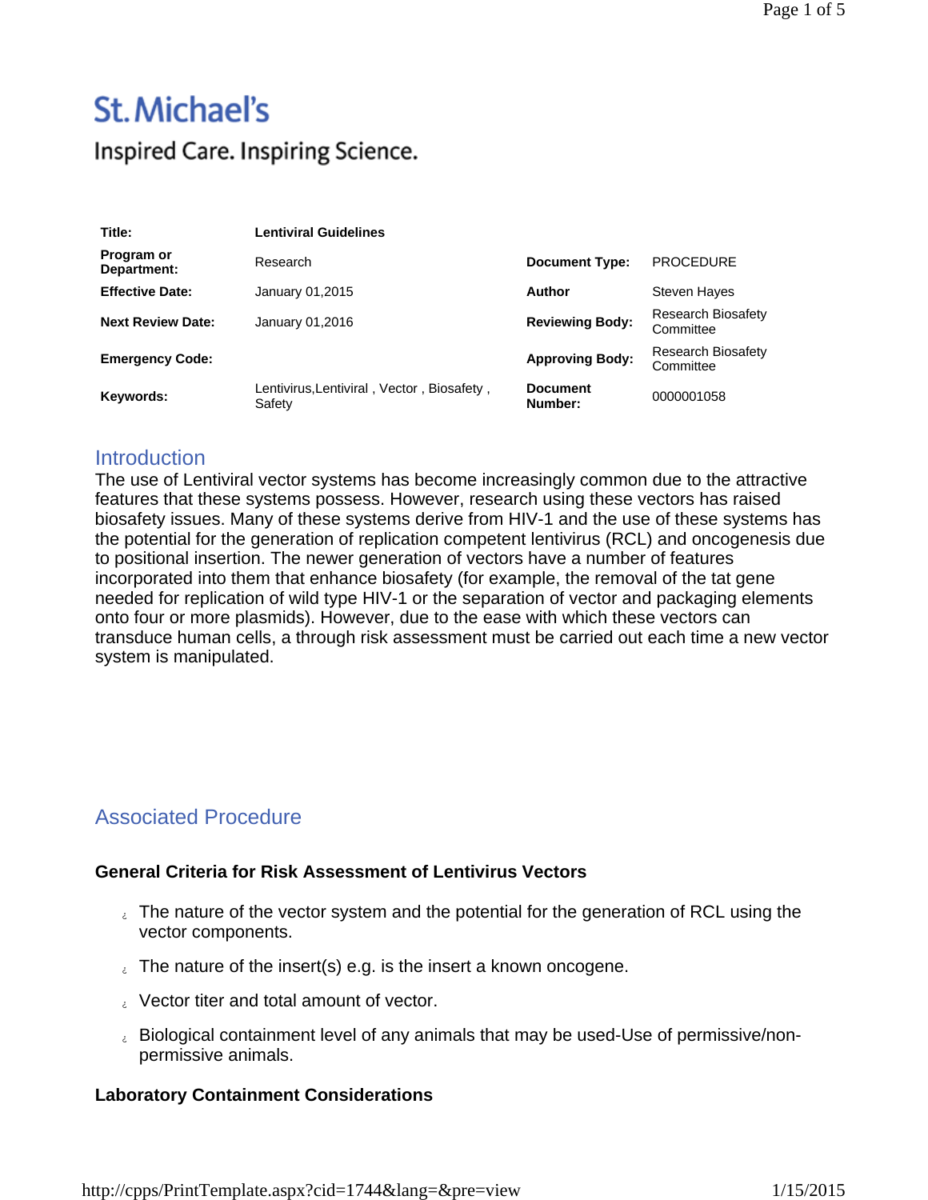# St. Michael's

Inspired Care. Inspiring Science.

| Title: | Lentiviral Guidelines | | |
|---|---|---|---|
| Program or Department: | Research | Document Type: | PROCEDURE |
| Effective Date: | January 01,2015 | Author | Steven Hayes |
| Next Review Date: | January 01,2016 | Reviewing Body: | Research Biosafety Committee |
| Emergency Code: | | Approving Body: | Research Biosafety Committee |
| Keywords: | Lentivirus,Lentiviral , Vector , Biosafety , Safety | Document Number: | 0000001058 |

## Introduction

The use of Lentiviral vector systems has become increasingly common due to the attractive features that these systems possess. However, research using these vectors has raised biosafety issues. Many of these systems derive from HIV-1 and the use of these systems has the potential for the generation of replication competent lentivirus (RCL) and oncogenesis due to positional insertion. The newer generation of vectors have a number of features incorporated into them that enhance biosafety (for example, the removal of the tat gene needed for replication of wild type HIV-1 or the separation of vector and packaging elements onto four or more plasmids). However, due to the ease with which these vectors can transduce human cells, a through risk assessment must be carried out each time a new vector system is manipulated.

## Associated Procedure

### General Criteria for Risk Assessment of Lentivirus Vectors

- The nature of the vector system and the potential for the generation of RCL using the vector components.
- The nature of the insert(s) e.g. is the insert a known oncogene.
- Vector titer and total amount of vector.
- Biological containment level of any animals that may be used-Use of permissive/non-permissive animals.

### Laboratory Containment Considerations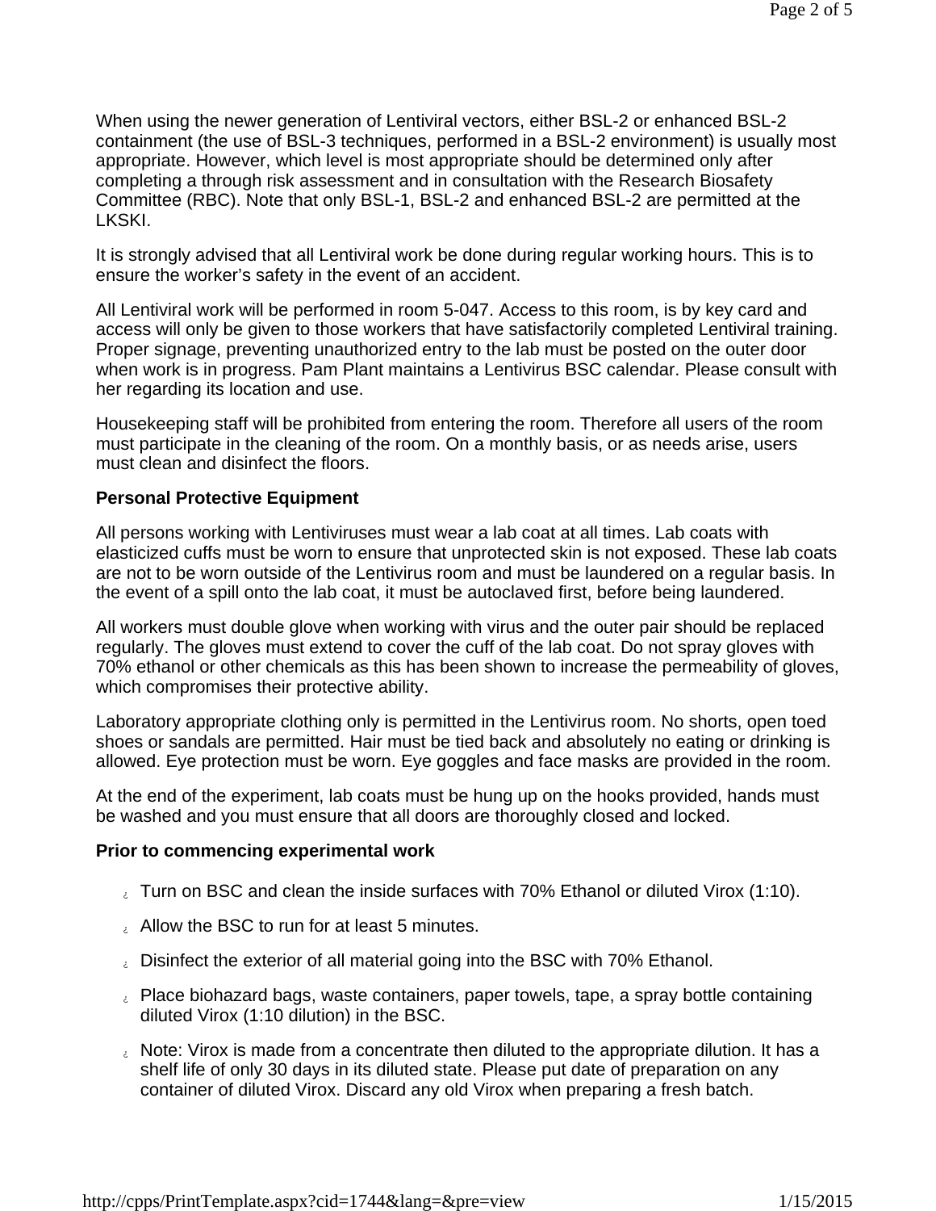When using the newer generation of Lentiviral vectors, either BSL-2 or enhanced BSL-2 containment (the use of BSL-3 techniques, performed in a BSL-2 environment) is usually most appropriate. However, which level is most appropriate should be determined only after completing a through risk assessment and in consultation with the Research Biosafety Committee (RBC). Note that only BSL-1, BSL-2 and enhanced BSL-2 are permitted at the LKSKI.

It is strongly advised that all Lentiviral work be done during regular working hours. This is to ensure the worker's safety in the event of an accident.

All Lentiviral work will be performed in room 5-047. Access to this room, is by key card and access will only be given to those workers that have satisfactorily completed Lentiviral training. Proper signage, preventing unauthorized entry to the lab must be posted on the outer door when work is in progress. Pam Plant maintains a Lentivirus BSC calendar. Please consult with her regarding its location and use.

Housekeeping staff will be prohibited from entering the room. Therefore all users of the room must participate in the cleaning of the room. On a monthly basis, or as needs arise, users must clean and disinfect the floors.

**Personal Protective Equipment**

All persons working with Lentiviruses must wear a lab coat at all times. Lab coats with elasticized cuffs must be worn to ensure that unprotected skin is not exposed. These lab coats are not to be worn outside of the Lentivirus room and must be laundered on a regular basis. In the event of a spill onto the lab coat, it must be autoclaved first, before being laundered.

All workers must double glove when working with virus and the outer pair should be replaced regularly. The gloves must extend to cover the cuff of the lab coat. Do not spray gloves with 70% ethanol or other chemicals as this has been shown to increase the permeability of gloves, which compromises their protective ability.

Laboratory appropriate clothing only is permitted in the Lentivirus room. No shorts, open toed shoes or sandals are permitted. Hair must be tied back and absolutely no eating or drinking is allowed. Eye protection must be worn. Eye goggles and face masks are provided in the room.

At the end of the experiment, lab coats must be hung up on the hooks provided, hands must be washed and you must ensure that all doors are thoroughly closed and locked.

**Prior to commencing experimental work**

- Turn on BSC and clean the inside surfaces with 70% Ethanol or diluted Virox (1:10).
- Allow the BSC to run for at least 5 minutes.
- Disinfect the exterior of all material going into the BSC with 70% Ethanol.
- Place biohazard bags, waste containers, paper towels, tape, a spray bottle containing diluted Virox (1:10 dilution) in the BSC.
- Note: Virox is made from a concentrate then diluted to the appropriate dilution. It has a shelf life of only 30 days in its diluted state. Please put date of preparation on any container of diluted Virox. Discard any old Virox when preparing a fresh batch.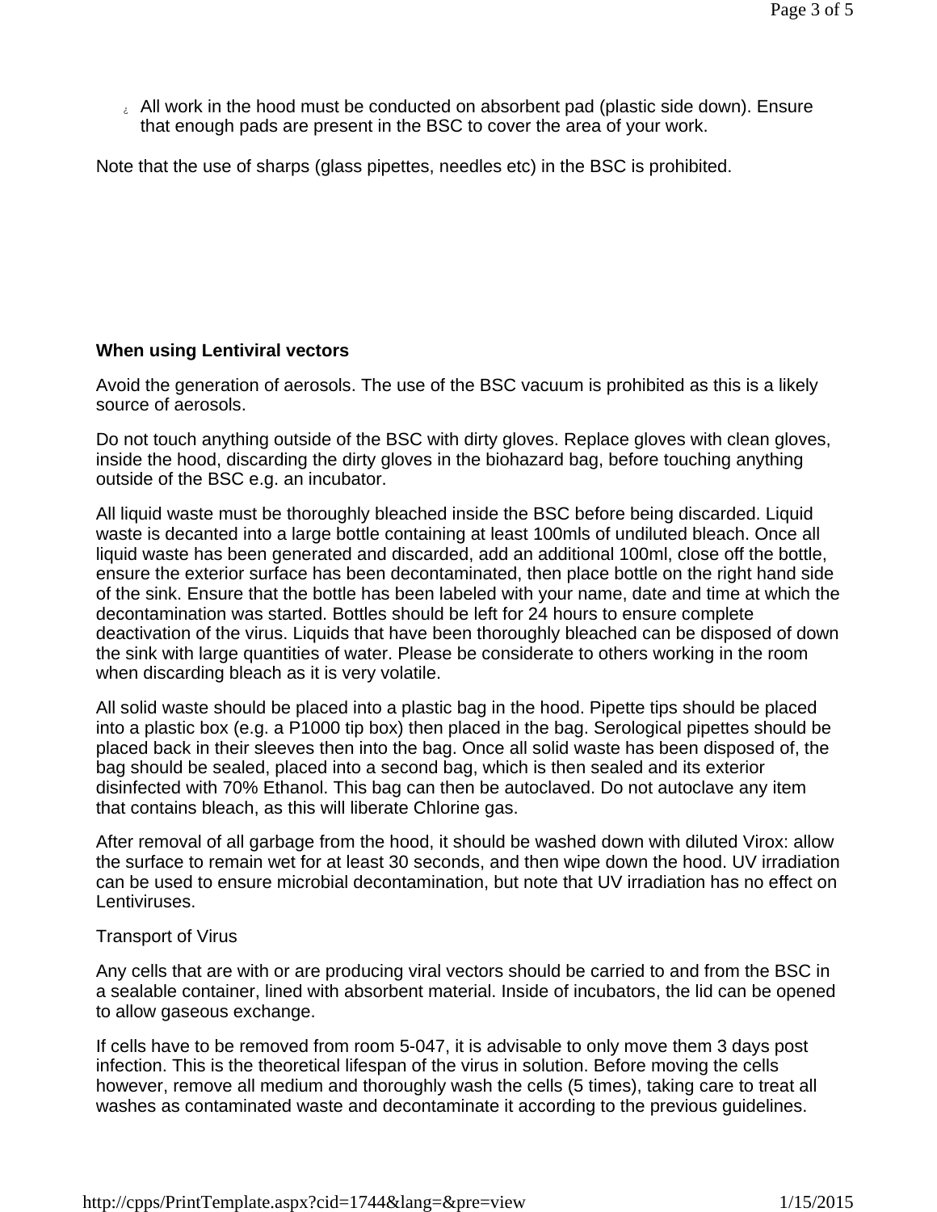- All work in the hood must be conducted on absorbent pad (plastic side down). Ensure that enough pads are present in the BSC to cover the area of your work.

Note that the use of sharps (glass pipettes, needles etc) in the BSC is prohibited.

**When using Lentiviral vectors**

Avoid the generation of aerosols. The use of the BSC vacuum is prohibited as this is a likely source of aerosols.

Do not touch anything outside of the BSC with dirty gloves. Replace gloves with clean gloves, inside the hood, discarding the dirty gloves in the biohazard bag, before touching anything outside of the BSC e.g. an incubator.

All liquid waste must be thoroughly bleached inside the BSC before being discarded. Liquid waste is decanted into a large bottle containing at least 100mls of undiluted bleach. Once all liquid waste has been generated and discarded, add an additional 100ml, close off the bottle, ensure the exterior surface has been decontaminated, then place bottle on the right hand side of the sink. Ensure that the bottle has been labeled with your name, date and time at which the decontamination was started. Bottles should be left for 24 hours to ensure complete deactivation of the virus. Liquids that have been thoroughly bleached can be disposed of down the sink with large quantities of water. Please be considerate to others working in the room when discarding bleach as it is very volatile.

All solid waste should be placed into a plastic bag in the hood. Pipette tips should be placed into a plastic box (e.g. a P1000 tip box) then placed in the bag. Serological pipettes should be placed back in their sleeves then into the bag. Once all solid waste has been disposed of, the bag should be sealed, placed into a second bag, which is then sealed and its exterior disinfected with 70% Ethanol. This bag can then be autoclaved. Do not autoclave any item that contains bleach, as this will liberate Chlorine gas.

After removal of all garbage from the hood, it should be washed down with diluted Virox: allow the surface to remain wet for at least 30 seconds, and then wipe down the hood. UV irradiation can be used to ensure microbial decontamination, but note that UV irradiation has no effect on Lentiviruses.

Transport of Virus

Any cells that are with or are producing viral vectors should be carried to and from the BSC in a sealable container, lined with absorbent material. Inside of incubators, the lid can be opened to allow gaseous exchange.

If cells have to be removed from room 5-047, it is advisable to only move them 3 days post infection. This is the theoretical lifespan of the virus in solution. Before moving the cells however, remove all medium and thoroughly wash the cells (5 times), taking care to treat all washes as contaminated waste and decontaminate it according to the previous guidelines.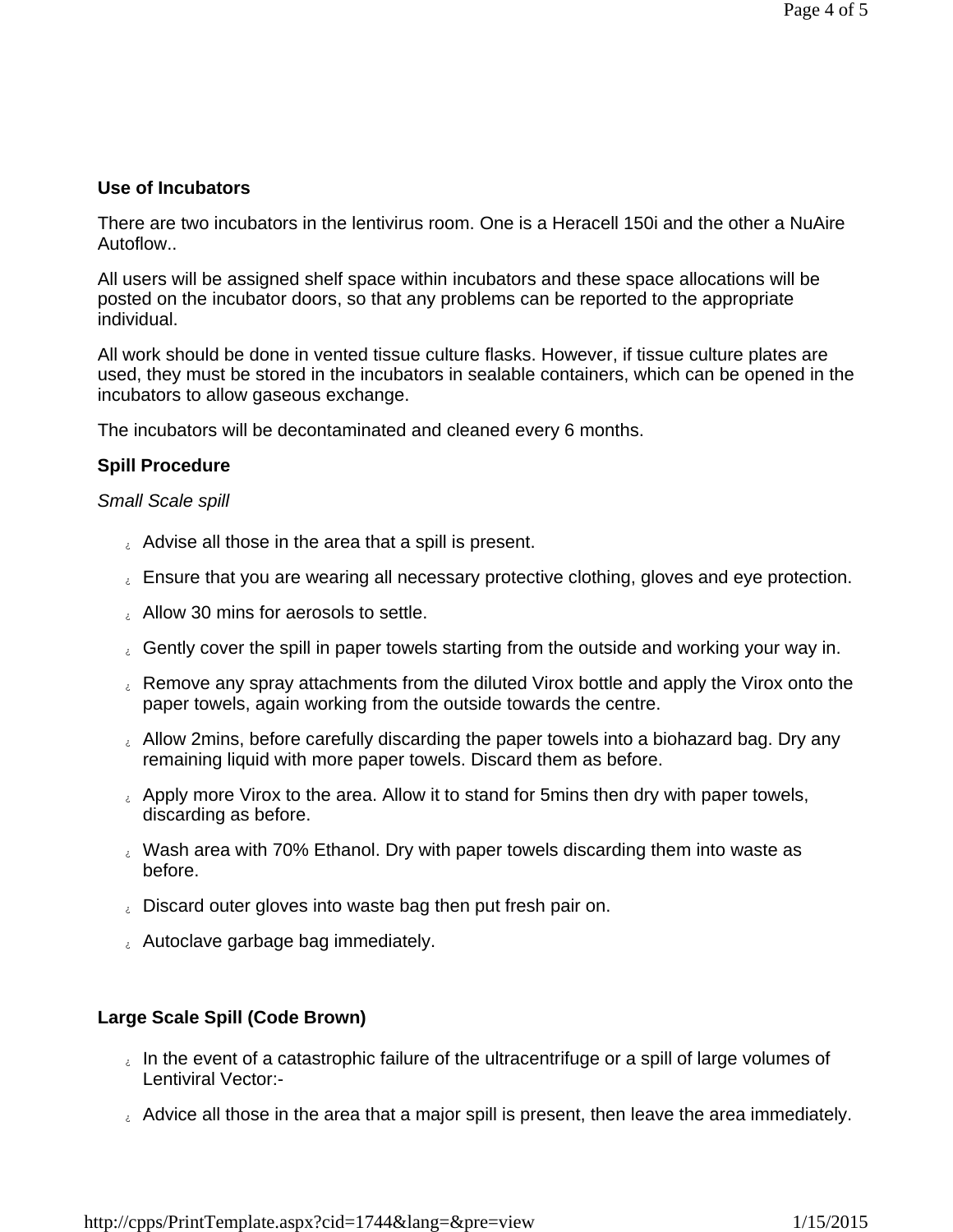**Use of Incubators**

There are two incubators in the lentivirus room. One is a Heracell 150i and the other a NuAire Autoflow..

All users will be assigned shelf space within incubators and these space allocations will be posted on the incubator doors, so that any problems can be reported to the appropriate individual.

All work should be done in vented tissue culture flasks. However, if tissue culture plates are used, they must be stored in the incubators in sealable containers, which can be opened in the incubators to allow gaseous exchange.

The incubators will be decontaminated and cleaned every 6 months.

**Spill Procedure**

*Small Scale spill*

- Advise all those in the area that a spill is present.
- Ensure that you are wearing all necessary protective clothing, gloves and eye protection.
- Allow 30 mins for aerosols to settle.
- Gently cover the spill in paper towels starting from the outside and working your way in.
- Remove any spray attachments from the diluted Virox bottle and apply the Virox onto the paper towels, again working from the outside towards the centre.
- Allow 2mins, before carefully discarding the paper towels into a biohazard bag. Dry any remaining liquid with more paper towels. Discard them as before.
- Apply more Virox to the area. Allow it to stand for 5mins then dry with paper towels, discarding as before.
- Wash area with 70% Ethanol. Dry with paper towels discarding them into waste as before.
- Discard outer gloves into waste bag then put fresh pair on.
- Autoclave garbage bag immediately.

**Large Scale Spill (Code Brown)**

- In the event of a catastrophic failure of the ultracentrifuge or a spill of large volumes of Lentiviral Vector:-
- Advice all those in the area that a major spill is present, then leave the area immediately.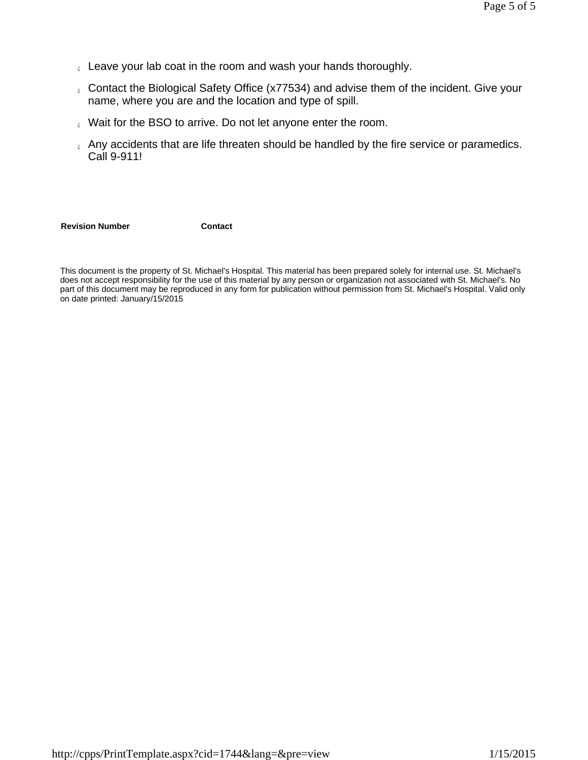- Leave your lab coat in the room and wash your hands thoroughly.
- Contact the Biological Safety Office (x77534) and advise them of the incident. Give your name, where you are and the location and type of spill.
- Wait for the BSO to arrive. Do not let anyone enter the room.
- Any accidents that are life threaten should be handled by the fire service or paramedics. Call 9-911!

| Revision Number | Contact |
|---|---|

This document is the property of St. Michael's Hospital. This material has been prepared solely for internal use. St. Michael's does not accept responsibility for the use of this material by any person or organization not associated with St. Michael's. No part of this document may be reproduced in any form for publication without permission from St. Michael's Hospital. Valid only on date printed: January/15/2015